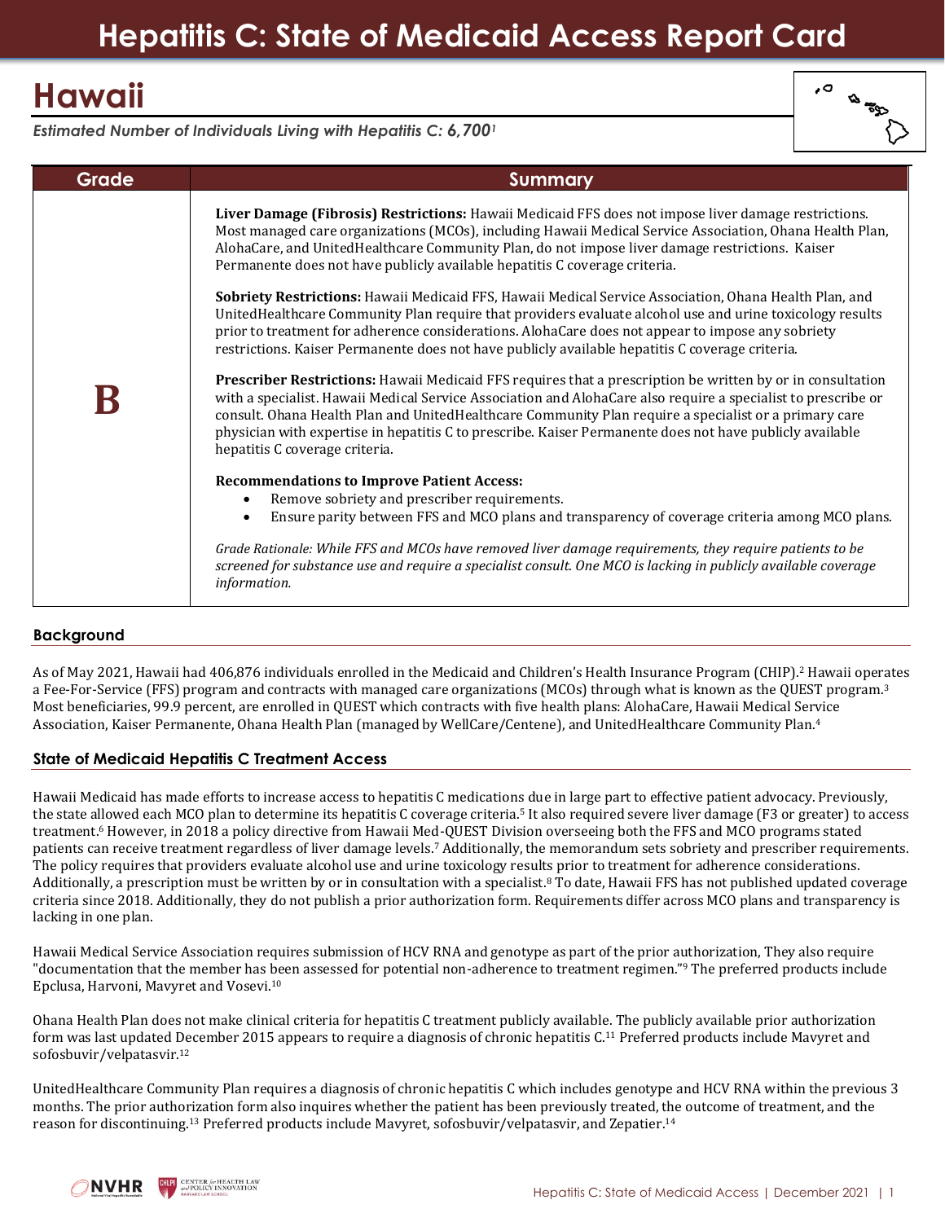# Hepatitis C: State of Medicaid Access Report Card

# Hawaii

*Estimated Number of Individuals Living with Hepatitis C: 6,700*[1]

| Grade | Summary |
|---|---|
| **B** | **Liver Damage (Fibrosis) Restrictions:** Hawaii Medicaid FFS does not impose liver damage restrictions. Most managed care organizations (MCOs), including Hawaii Medical Service Association, Ohana Health Plan, AlohaCare, and UnitedHealthcare Community Plan, do not impose liver damage restrictions. Kaiser Permanente does not have publicly available hepatitis C coverage criteria.<br><br>**Sobriety Restrictions:** Hawaii Medicaid FFS, Hawaii Medical Service Association, Ohana Health Plan, and UnitedHealthcare Community Plan require that providers evaluate alcohol use and urine toxicology results prior to treatment for adherence considerations. AlohaCare does not appear to impose any sobriety restrictions. Kaiser Permanente does not have publicly available hepatitis C coverage criteria.<br><br>**Prescriber Restrictions:** Hawaii Medicaid FFS requires that a prescription be written by or in consultation with a specialist. Hawaii Medical Service Association and AlohaCare also require a specialist to prescribe or consult. Ohana Health Plan and UnitedHealthcare Community Plan require a specialist or a primary care physician with expertise in hepatitis C to prescribe. Kaiser Permanente does not have publicly available hepatitis C coverage criteria.<br><br>**Recommendations to Improve Patient Access:**<br>• Remove sobriety and prescriber requirements.<br>• Ensure parity between FFS and MCO plans and transparency of coverage criteria among MCO plans.<br><br>*Grade Rationale: While FFS and MCOs have removed liver damage requirements, they require patients to be screened for substance use and require a specialist consult. One MCO is lacking in publicly available coverage information.* |

## Background

As of May 2021, Hawaii had 406,876 individuals enrolled in the Medicaid and Children's Health Insurance Program (CHIP).[2] Hawaii operates a Fee-For-Service (FFS) program and contracts with managed care organizations (MCOs) through what is known as the QUEST program.[3] Most beneficiaries, 99.9 percent, are enrolled in QUEST which contracts with five health plans: AlohaCare, Hawaii Medical Service Association, Kaiser Permanente, Ohana Health Plan (managed by WellCare/Centene), and UnitedHealthcare Community Plan.[4]

## State of Medicaid Hepatitis C Treatment Access

Hawaii Medicaid has made efforts to increase access to hepatitis C medications due in large part to effective patient advocacy. Previously, the state allowed each MCO plan to determine its hepatitis C coverage criteria.[5] It also required severe liver damage (F3 or greater) to access treatment.[6] However, in 2018 a policy directive from Hawaii Med-QUEST Division overseeing both the FFS and MCO programs stated patients can receive treatment regardless of liver damage levels.[7] Additionally, the memorandum sets sobriety and prescriber requirements. The policy requires that providers evaluate alcohol use and urine toxicology results prior to treatment for adherence considerations. Additionally, a prescription must be written by or in consultation with a specialist.[8] To date, Hawaii FFS has not published updated coverage criteria since 2018. Additionally, they do not publish a prior authorization form. Requirements differ across MCO plans and transparency is lacking in one plan.

Hawaii Medical Service Association requires submission of HCV RNA and genotype as part of the prior authorization, They also require "documentation that the member has been assessed for potential non-adherence to treatment regimen."[9] The preferred products include Epclusa, Harvoni, Mavyret and Vosevi.[10]

Ohana Health Plan does not make clinical criteria for hepatitis C treatment publicly available. The publicly available prior authorization form was last updated December 2015 appears to require a diagnosis of chronic hepatitis C.[11] Preferred products include Mavyret and sofosbuvir/velpatasvir.[12]

UnitedHealthcare Community Plan requires a diagnosis of chronic hepatitis C which includes genotype and HCV RNA within the previous 3 months. The prior authorization form also inquires whether the patient has been previously treated, the outcome of treatment, and the reason for discontinuing.[13] Preferred products include Mavyret, sofosbuvir/velpatasvir, and Zepatier.[14]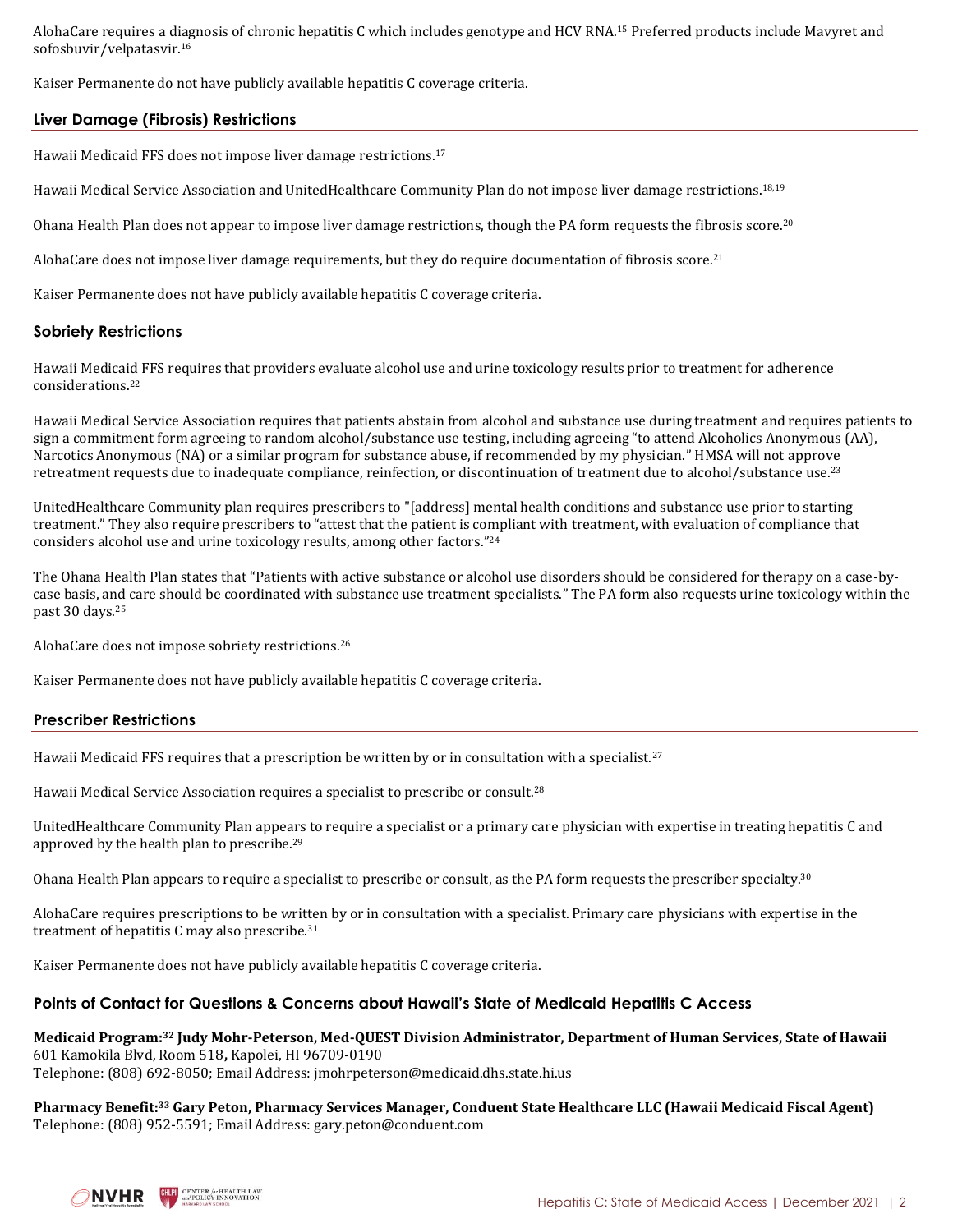AlohaCare requires a diagnosis of chronic hepatitis C which includes genotype and HCV RNA.[15] Preferred products include Mavyret and sofosbuvir/velpatasvir.[16]

Kaiser Permanente do not have publicly available hepatitis C coverage criteria.

### Liver Damage (Fibrosis) Restrictions

Hawaii Medicaid FFS does not impose liver damage restrictions.[17]

Hawaii Medical Service Association and UnitedHealthcare Community Plan do not impose liver damage restrictions.[18,19]

Ohana Health Plan does not appear to impose liver damage restrictions, though the PA form requests the fibrosis score.[20]

AlohaCare does not impose liver damage requirements, but they do require documentation of fibrosis score.[21]

Kaiser Permanente does not have publicly available hepatitis C coverage criteria.

### Sobriety Restrictions

Hawaii Medicaid FFS requires that providers evaluate alcohol use and urine toxicology results prior to treatment for adherence considerations.[22]

Hawaii Medical Service Association requires that patients abstain from alcohol and substance use during treatment and requires patients to sign a commitment form agreeing to random alcohol/substance use testing, including agreeing "to attend Alcoholics Anonymous (AA), Narcotics Anonymous (NA) or a similar program for substance abuse, if recommended by my physician." HMSA will not approve retreatment requests due to inadequate compliance, reinfection, or discontinuation of treatment due to alcohol/substance use.[23]

UnitedHealthcare Community plan requires prescribers to "[address] mental health conditions and substance use prior to starting treatment." They also require prescribers to "attest that the patient is compliant with treatment, with evaluation of compliance that considers alcohol use and urine toxicology results, among other factors."[24]

The Ohana Health Plan states that "Patients with active substance or alcohol use disorders should be considered for therapy on a case-by-case basis, and care should be coordinated with substance use treatment specialists." The PA form also requests urine toxicology within the past 30 days.[25]

AlohaCare does not impose sobriety restrictions.[26]

Kaiser Permanente does not have publicly available hepatitis C coverage criteria.

### Prescriber Restrictions

Hawaii Medicaid FFS requires that a prescription be written by or in consultation with a specialist.[27]

Hawaii Medical Service Association requires a specialist to prescribe or consult.[28]

UnitedHealthcare Community Plan appears to require a specialist or a primary care physician with expertise in treating hepatitis C and approved by the health plan to prescribe.[29]

Ohana Health Plan appears to require a specialist to prescribe or consult, as the PA form requests the prescriber specialty.[30]

AlohaCare requires prescriptions to be written by or in consultation with a specialist. Primary care physicians with expertise in the treatment of hepatitis C may also prescribe.[31]

Kaiser Permanente does not have publicly available hepatitis C coverage criteria.

### Points of Contact for Questions & Concerns about Hawaii's State of Medicaid Hepatitis C Access

**Medicaid Program:[32] Judy Mohr-Peterson, Med-QUEST Division Administrator, Department of Human Services, State of Hawaii**
601 Kamokila Blvd, Room 518, Kapolei, HI 96709-0190
Telephone: (808) 692-8050; Email Address: jmohrpeterson@medicaid.dhs.state.hi.us

**Pharmacy Benefit:[33] Gary Peton, Pharmacy Services Manager, Conduent State Healthcare LLC (Hawaii Medicaid Fiscal Agent)**
Telephone: (808) 952-5591; Email Address: gary.peton@conduent.com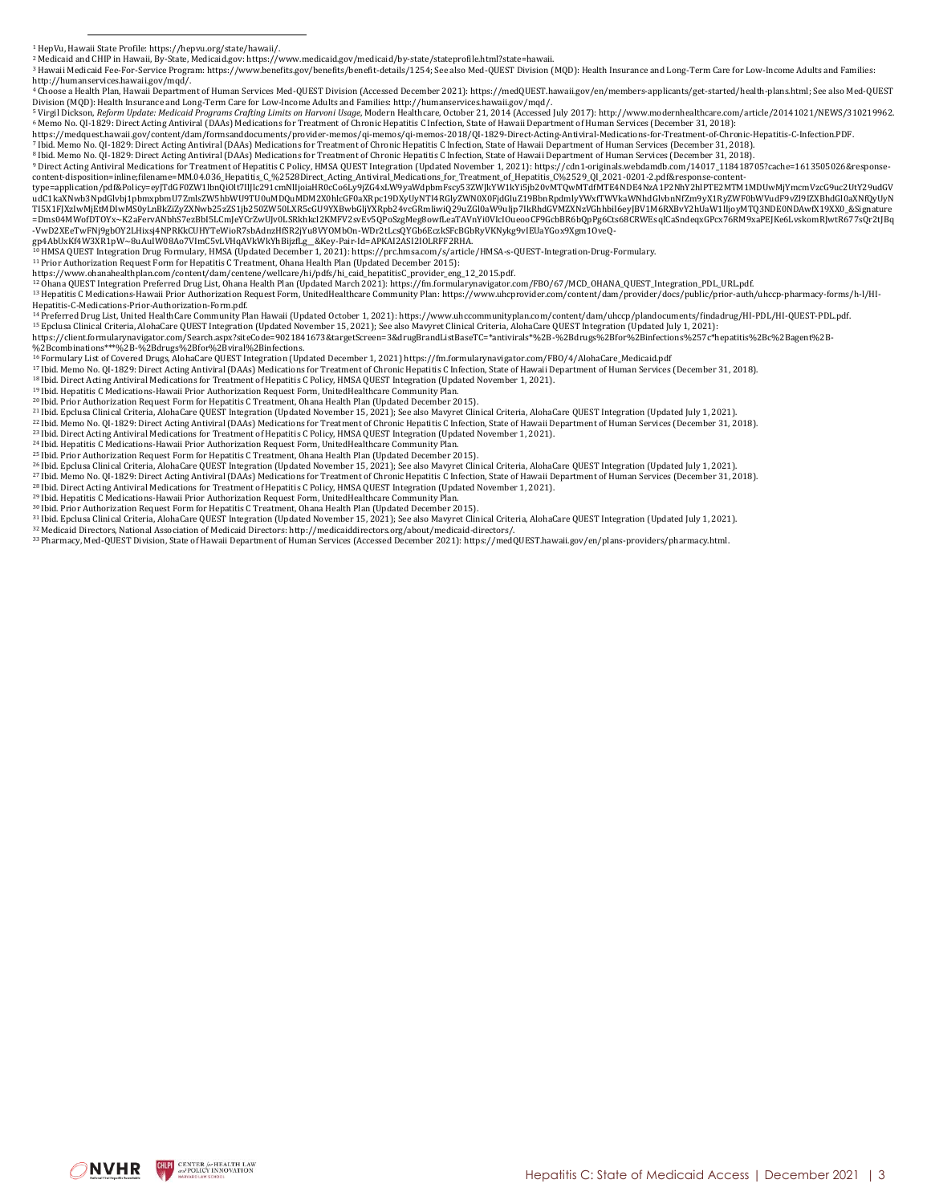[1] HepVu, Hawaii State Profile: https://hepvu.org/state/hawaii/.

[2] Medicaid and CHIP in Hawaii, By-State, Medicaid.gov: https://www.medicaid.gov/medicaid/by-state/stateprofile.html?state=hawaii.

[3] Hawaii Medicaid Fee-For-Service Program: https://www.benefits.gov/benefits/benefit-details/1254; See also Med-QUEST Division (MQD): Health Insurance and Long-Term Care for Low-Income Adults and Families: http://humanservices.hawaii.gov/mqd/.

[4] Choose a Health Plan, Hawaii Department of Human Services Med-QUEST Division (Accessed December 2021): https://medQUEST.hawaii.gov/en/members-applicants/get-started/health-plans.html; See also Med-QUEST Division (MQD): Health Insurance and Long-Term Care for Low-Income Adults and Families: http://humanservices.hawaii.gov/mqd/.

[5] Virgil Dickson, *Reform Update: Medicaid Programs Crafting Limits on Harvoni Usage*, Modern Healthcare, October 21, 2014 (Accessed July 2017): http://www.modernhealthcare.com/article/20141021/NEWS/310219962.

[6] Memo No. QI-1829: Direct Acting Antiviral (DAAs) Medications for Treatment of Chronic Hepatitis C Infection, State of Hawaii Department of Human Services (December 31, 2018): https://medquest.hawaii.gov/content/dam/formsanddocuments/provider-memos/qi-memos/qi-memos-2018/QI-1829-Direct-Acting-Antiviral-Medications-for-Treatment-of-Chronic-Hepatitis-C-Infection.PDF.

[7] Ibid. Memo No. QI-1829: Direct Acting Antiviral (DAAs) Medications for Treatment of Chronic Hepatitis C Infection, State of Hawaii Department of Human Services (December 31, 2018).

[8] Ibid. Memo No. QI-1829: Direct Acting Antiviral (DAAs) Medications for Treatment of Chronic Hepatitis C Infection, State of Hawaii Department of Human Services (December 31, 2018).

[9] Direct Acting Antiviral Medications for Treatment of Hepatitis C Policy, HMSA QUEST Integration (Updated November 1, 2021): https://cdn1-originals.webdamdb.com/14017_118418705?cache=1613505026&response-content-disposition=inline;filename=MM.04.036_Hepatitis_C_%2528Direct_Acting_Antiviral_Medications_for_Treatment_of_Hepatitis_C%2529_QI_2021-0201-2.pdf&response-content-type=application/pdf&Policy=eyJTdGF0ZW1lbnQiOlt7IlJlc291cmNlIjoiaHR0cHM6Ly9jZG4xLW9yaWdpbmFscy53ZWJkYW1kYi5jb20vMTQwMTdfMTE4NDE4NzA1P2NhY2hlPTE2MTM1MDUwMjYmcmVzcG9uc2UtY29udGVudC1kaXNwb3NpdGlvbj1pbmxpbmU7ZmlsZW5hbWU9TU0uMDQuMDM2X0hlcGF0aXRpc19DXyUyNTI4RGlyZWN0X0FjdGluZ19BbnRpdmlyYWxfTWVkaWNhdGlvbnNfZm9yX1RyZWF0bWVudF9vZl9IZXBhdGl0aXNfQyUyNTI5X1FJXzIwMjEtMDIwMS0yLnBkZiZyZXNwb25zZS1jb250ZW50LXR5cGU9YXBwbGljYXRpb24vcGRmIiwiQ29uZGl0aW9uIjp7IkRhdGVMZXNzVGhhbiI6eyJBV1M6RXBvY2hUaW1lIjoyMTQ3NDE0NDAwfX19XX0_&Signature=Dms04MWofDTOYx~K2aFervANbhS7ezBbl5LCmJeYCrZwUJv0LSRkhkcl2KMFV2svEv5QPoSzgMeg8owfLeaTAVnYi0VIcIOueooCF9GcbBR6bQpPg6Cts68CRWEsqICaSndeqxGPcx76RM9xaPEJKe6LvskomRJwtR677sQr2tJBq-VwD2XEeTwFNj9gbOY2LHixsj4NPRKkCUHYTeWioR7sbAdnzHfSR2jYu8VYOMbOn-WDr2tLcsQYGb6EczkSFcBGbRyVKNykg9vIEUaYGox9Xgm1OveQ-gp4AbUxKf4W3XR1pW~8uAuIW08Ao7VImC5vLVHqAVkWkYhBijzfLg__&Key-Pair-Id=APKAI2ASI2IOLRFF2RHA.

[10] HMSA QUEST Integration Drug Formulary, HMSA (Updated December 1, 2021): https://prc.hmsa.com/s/article/HMSA-s-QUEST-Integration-Drug-Formulary.

[11] Prior Authorization Request Form for Hepatitis C Treatment, Ohana Health Plan (Updated December 2015): https://www.ohanahealthplan.com/content/dam/centene/wellcare/hi/pdfs/hi_caid_hepatitisC_provider_eng_12_2015.pdf.

[12] Ohana QUEST Integration Preferred Drug List, Ohana Health Plan (Updated March 2021): https://fm.formularynavigator.com/FBO/67/MCD_OHANA_QUEST_Integration_PDL_URL.pdf.

[13] Hepatitis C Medications-Hawaii Prior Authorization Request Form, UnitedHealthcare Community Plan: https://www.uhcprovider.com/content/dam/provider/docs/public/prior-auth/uhccp-pharmacy-forms/h-l/HI-Hepatitis-C-Medications-Prior-Authorization-Form.pdf.

[14] Preferred Drug List, United HealthCare Community Plan Hawaii (Updated October 1, 2021): https://www.uhccommunityplan.com/content/dam/uhccp/plandocuments/findadrug/HI-PDL/HI-QUEST-PDL.pdf.

[15] Epclusa Clinical Criteria, AlohaCare QUEST Integration (Updated November 15, 2021); See also Mavyret Clinical Criteria, AlohaCare QUEST Integration (Updated July 1, 2021): https://client.formularynavigator.com/Search.aspx?siteCode=9021841673&targetScreen=3&drugBrandListBaseTC=*antivirals*%2B-%2Bdrugs%2Bfor%2Binfections%257c*hepatitis%2Bc%2Bagent%2B-%2Bcombinations***%2B-%2Bdrugs%2Bfor%2Bviral%2Binfections.

[16] Formulary List of Covered Drugs, AlohaCare QUEST Integration (Updated December 1, 2021) https://fm.formularynavigator.com/FBO/4/AlohaCare_Medicaid.pdf

[17] Ibid. Memo No. QI-1829: Direct Acting Antiviral (DAAs) Medications for Treatment of Chronic Hepatitis C Infection, State of Hawaii Department of Human Services (December 31, 2018).

[18] Ibid. Direct Acting Antiviral Medications for Treatment of Hepatitis C Policy, HMSA QUEST Integration (Updated November 1, 2021).

[19] Ibid. Hepatitis C Medications-Hawaii Prior Authorization Request Form, UnitedHealthcare Community Plan.

[20] Ibid. Prior Authorization Request Form for Hepatitis C Treatment, Ohana Health Plan (Updated December 2015).

[21] Ibid. Epclusa Clinical Criteria, AlohaCare QUEST Integration (Updated November 15, 2021); See also Mavyret Clinical Criteria, AlohaCare QUEST Integration (Updated July 1, 2021).

[22] Ibid. Memo No. QI-1829: Direct Acting Antiviral (DAAs) Medications for Treatment of Chronic Hepatitis C Infection, State of Hawaii Department of Human Services (December 31, 2018).

[23] Ibid. Direct Acting Antiviral Medications for Treatment of Hepatitis C Policy, HMSA QUEST Integration (Updated November 1, 2021).

[24] Ibid. Hepatitis C Medications-Hawaii Prior Authorization Request Form, UnitedHealthcare Community Plan.

[25] Ibid. Prior Authorization Request Form for Hepatitis C Treatment, Ohana Health Plan (Updated December 2015).

[26] Ibid. Epclusa Clinical Criteria, AlohaCare QUEST Integration (Updated November 15, 2021); See also Mavyret Clinical Criteria, AlohaCare QUEST Integration (Updated July 1, 2021).

[27] Ibid. Memo No. QI-1829: Direct Acting Antiviral (DAAs) Medications for Treatment of Chronic Hepatitis C Infection, State of Hawaii Department of Human Services (December 31, 2018).

[28] Ibid. Direct Acting Antiviral Medications for Treatment of Hepatitis C Policy, HMSA QUEST Integration (Updated November 1, 2021).

[29] Ibid. Hepatitis C Medications-Hawaii Prior Authorization Request Form, UnitedHealthcare Community Plan.

[30] Ibid. Prior Authorization Request Form for Hepatitis C Treatment, Ohana Health Plan (Updated December 2015).

[31] Ibid. Epclusa Clinical Criteria, AlohaCare QUEST Integration (Updated November 15, 2021); See also Mavyret Clinical Criteria, AlohaCare QUEST Integration (Updated July 1, 2021).

[32] Medicaid Directors, National Association of Medicaid Directors: http://medicaiddirectors.org/about/medicaid-directors/.

[33] Pharmacy, Med-QUEST Division, State of Hawaii Department of Human Services (Accessed December 2021): https://medQUEST.hawaii.gov/en/plans-providers/pharmacy.html.